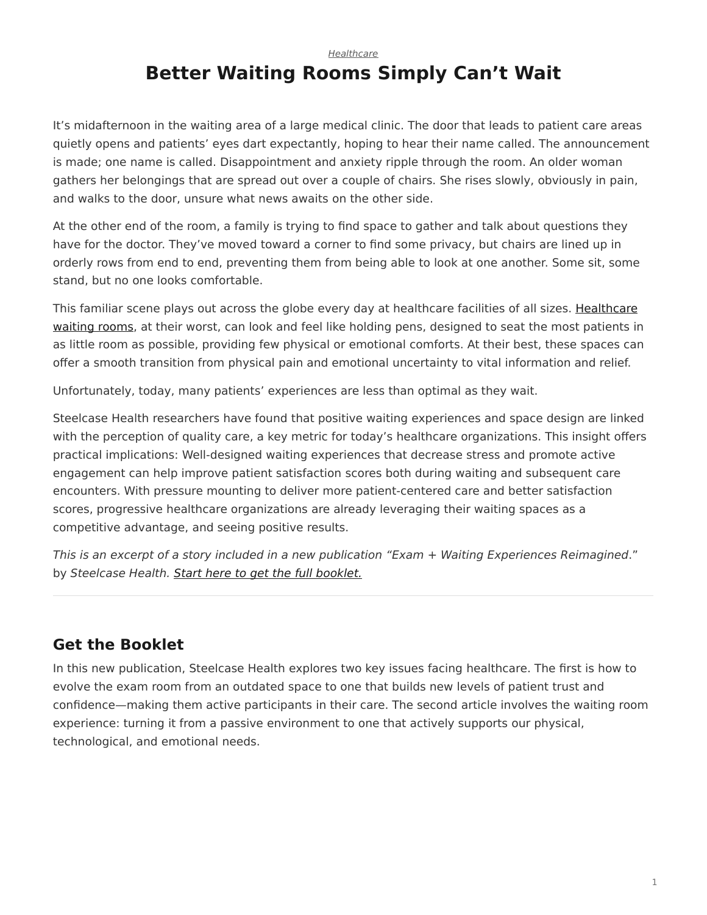*Healthcare*

# Better Waiting Rooms Simply Can't Wait

It's midafternoon in the waiting area of a large medical clinic. The door that leads to patient care areas quietly opens and patients' eyes dart expectantly, hoping to hear their name called. The announcement is made; one name is called. Disappointment and anxiety ripple through the room. An older woman gathers her belongings that are spread out over a couple of chairs. She rises slowly, obviously in pain, and walks to the door, unsure what news awaits on the other side.

At the other end of the room, a family is trying to find space to gather and talk about questions they have for the doctor. They've moved toward a corner to find some privacy, but chairs are lined up in orderly rows from end to end, preventing them from being able to look at one another. Some sit, some stand, but no one looks comfortable.

This familiar scene plays out across the globe every day at healthcare facilities of all sizes. Healthcare waiting rooms, at their worst, can look and feel like holding pens, designed to seat the most patients in as little room as possible, providing few physical or emotional comforts. At their best, these spaces can offer a smooth transition from physical pain and emotional uncertainty to vital information and relief.

Unfortunately, today, many patients' experiences are less than optimal as they wait.

Steelcase Health researchers have found that positive waiting experiences and space design are linked with the perception of quality care, a key metric for today's healthcare organizations. This insight offers practical implications: Well-designed waiting experiences that decrease stress and promote active engagement can help improve patient satisfaction scores both during waiting and subsequent care encounters. With pressure mounting to deliver more patient-centered care and better satisfaction scores, progressive healthcare organizations are already leveraging their waiting spaces as a competitive advantage, and seeing positive results.

*This is an excerpt of a story included in a new publication "Exam + Waiting Experiences Reimagined*." by *Steelcase Health. Start here to get the full booklet.*

---

## Get the Booklet

In this new publication, Steelcase Health explores two key issues facing healthcare. The first is how to evolve the exam room from an outdated space to one that builds new levels of patient trust and confidence—making them active participants in their care. The second article involves the waiting room experience: turning it from a passive environment to one that actively supports our physical, technological, and emotional needs.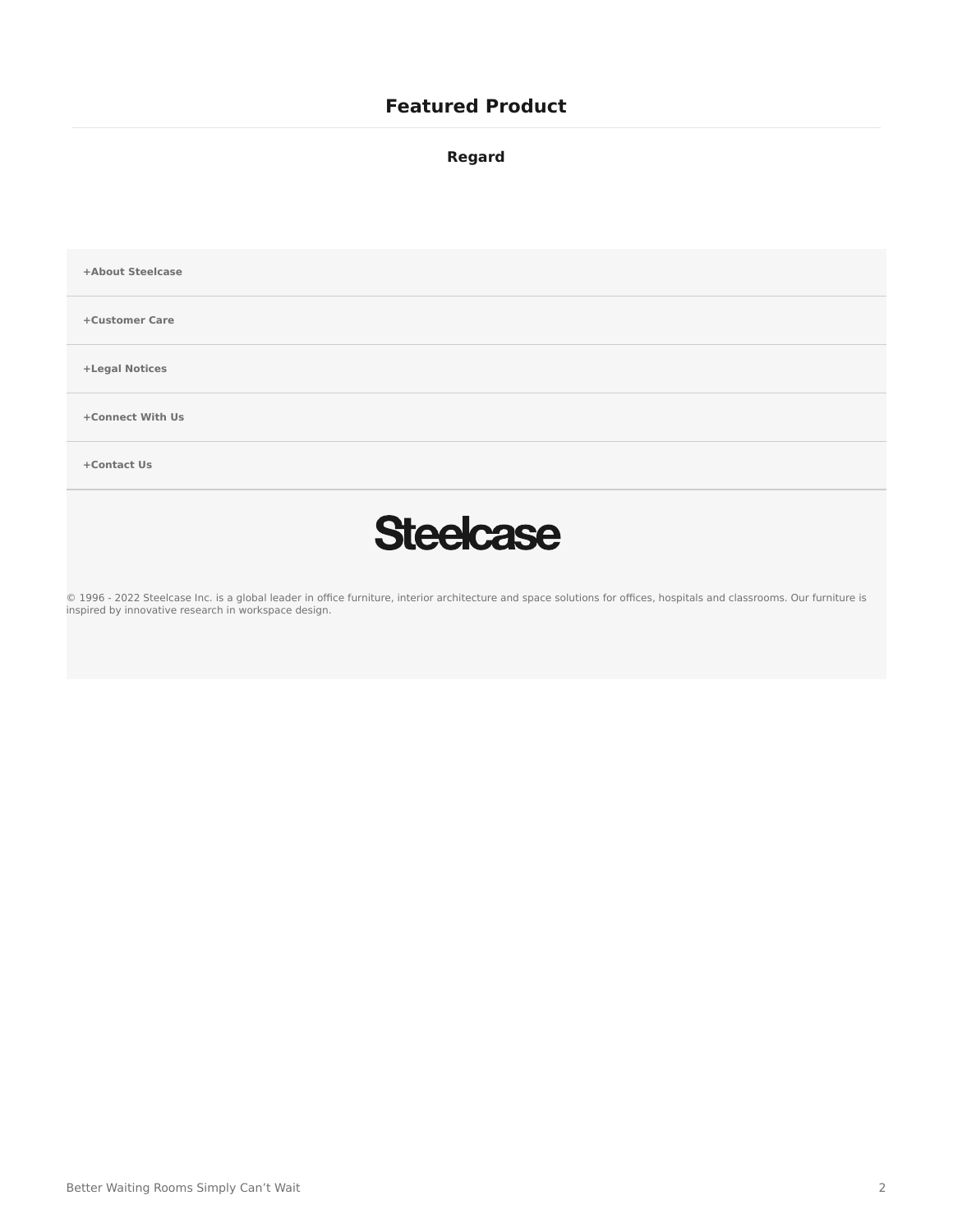## Featured Product

### Regard

+About Steelcase

+Customer Care

+Legal Notices

+Connect With Us

+Contact Us

Steelcase

© 1996 - 2022 Steelcase Inc. is a global leader in office furniture, interior architecture and space solutions for offices, hospitals and classrooms. Our furniture is inspired by innovative research in workspace design.